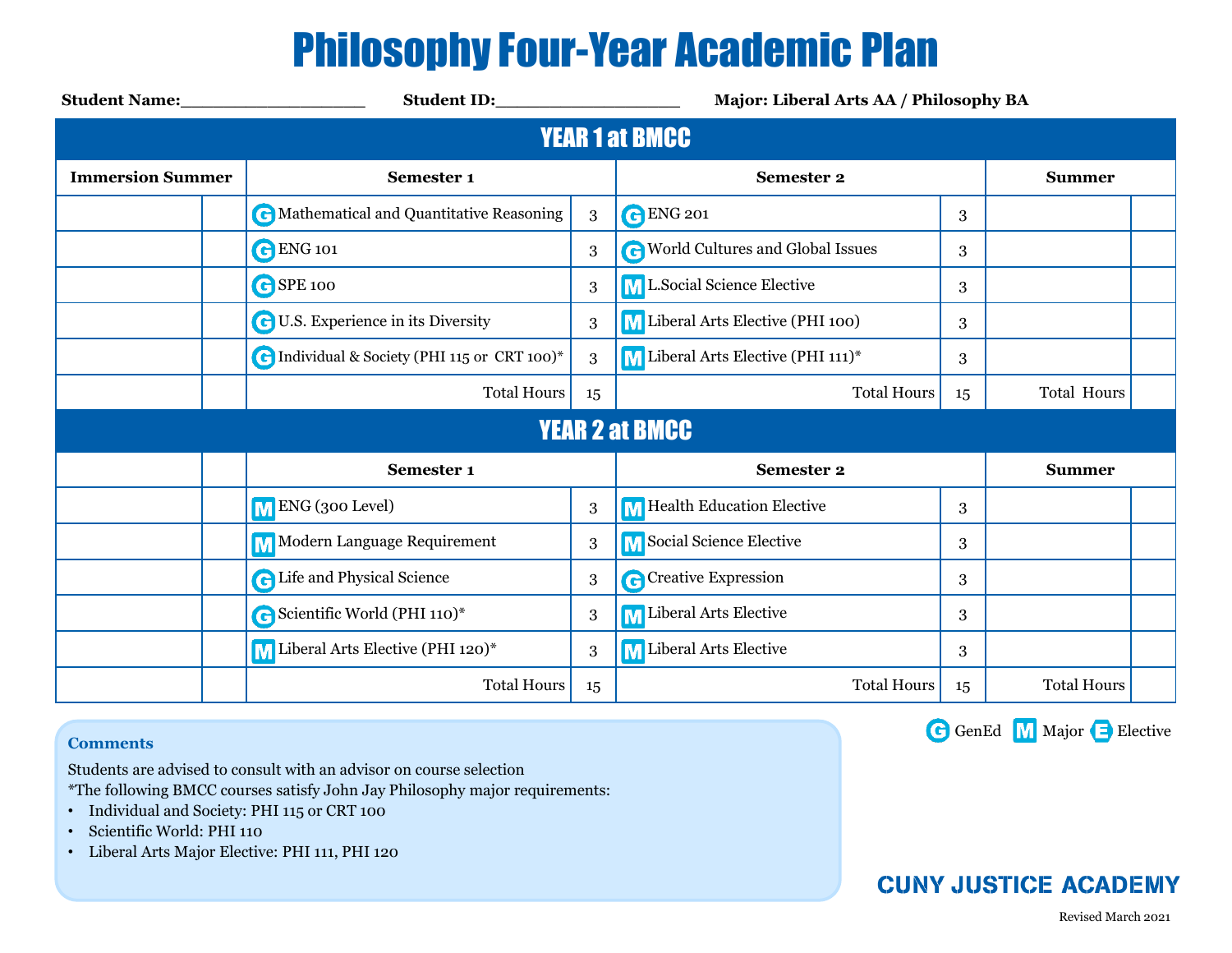# Philosophy Four-Year Academic Plan

**Student Name:**\_\_\_\_\_\_\_\_\_\_\_\_\_\_\_\_\_\_ **Student ID:**\_\_\_\_\_\_\_\_\_\_\_\_\_\_\_\_\_\_ **Major: Liberal Arts AA / Philosophy BA**

## YEAR 1 at BMCC

| Immersion Summer | | Semester 1 | | Semester 2 | | Summer | |
|---|---|---|---|---|---|---|---|
| | | G Mathematical and Quantitative Reasoning | 3 | G ENG 201 | 3 | | |
| | | G ENG 101 | 3 | G World Cultures and Global Issues | 3 | | |
| | | G SPE 100 | 3 | M L.Social Science Elective | 3 | | |
| | | G U.S. Experience in its Diversity | 3 | M Liberal Arts Elective (PHI 100) | 3 | | |
| | | G Individual & Society (PHI 115 or CRT 100)* | 3 | M Liberal Arts Elective (PHI 111)* | 3 | | |
| | | Total Hours | 15 | Total Hours | 15 | Total Hours | |

## YEAR 2 at BMCC

| | | Semester 1 | | Semester 2 | | Summer | |
|---|---|---|---|---|---|---|---|
| | | M ENG (300 Level) | 3 | M Health Education Elective | 3 | | |
| | | M Modern Language Requirement | 3 | M Social Science Elective | 3 | | |
| | | G Life and Physical Science | 3 | G Creative Expression | 3 | | |
| | | G Scientific World (PHI 110)* | 3 | M Liberal Arts Elective | 3 | | |
| | | M Liberal Arts Elective (PHI 120)* | 3 | M Liberal Arts Elective | 3 | | |
| | | Total Hours | 15 | Total Hours | 15 | Total Hours | |

G GenEd M Major E Elective

**Comments**

Students are advised to consult with an advisor on course selection

*The following BMCC courses satisfy John Jay Philosophy major requirements:

- Individual and Society: PHI 115 or CRT 100
- Scientific World: PHI 110
- Liberal Arts Major Elective: PHI 111, PHI 120

CUNY JUSTICE ACADEMY

Revised March 2021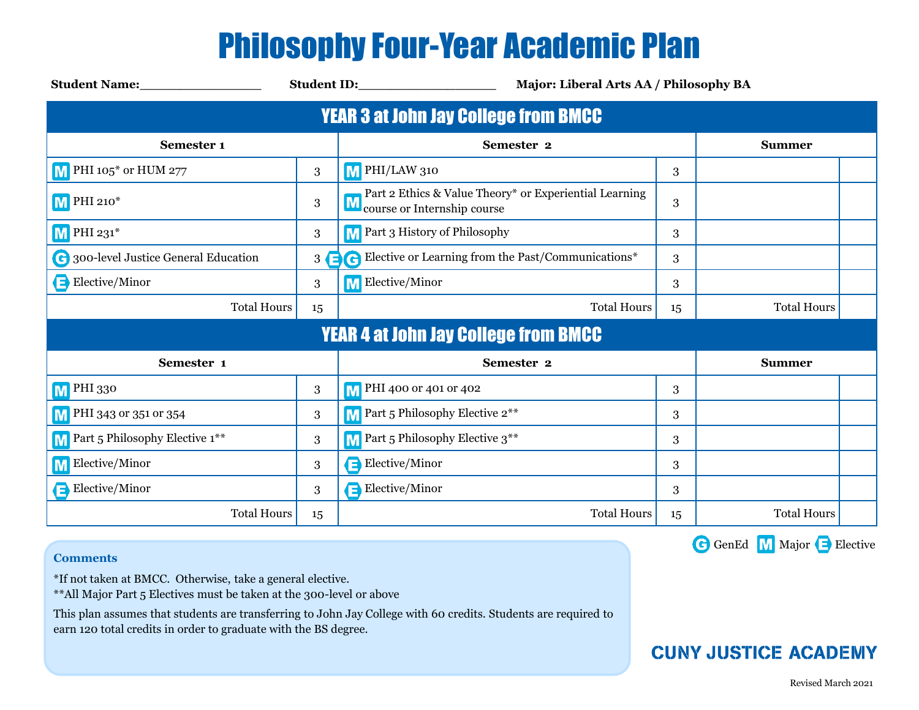# Philosophy Four-Year Academic Plan

**Student Name:**________________ **Student ID:**__________________ **Major: Liberal Arts AA / Philosophy BA**

## YEAR 3 at John Jay College from BMCC

| Semester 1 | | Semester 2 | | Summer | |
|---|---|---|---|---|---|
| M PHI 105* or HUM 277 | 3 | M PHI/LAW 310 | 3 | | |
| M PHI 210* | 3 | M Part 2 Ethics & Value Theory* or Experiential Learning course or Internship course | 3 | | |
| M PHI 231* | 3 | M Part 3 History of Philosophy | 3 | | |
| G 300-level Justice General Education | 3 | E G Elective or Learning from the Past/Communications* | 3 | | |
| E Elective/Minor | 3 | M Elective/Minor | 3 | | |
| Total Hours | 15 | Total Hours | 15 | Total Hours | |

## YEAR 4 at John Jay College from BMCC

| Semester 1 | | Semester 2 | | Summer | |
|---|---|---|---|---|---|
| M PHI 330 | 3 | M PHI 400 or 401 or 402 | 3 | | |
| M PHI 343 or 351 or 354 | 3 | M Part 5 Philosophy Elective 2** | 3 | | |
| M Part 5 Philosophy Elective 1** | 3 | M Part 5 Philosophy Elective 3** | 3 | | |
| M Elective/Minor | 3 | E Elective/Minor | 3 | | |
| E Elective/Minor | 3 | E Elective/Minor | 3 | | |
| Total Hours | 15 | Total Hours | 15 | Total Hours | |

G GenEd M Major E Elective

**Comments**

*If not taken at BMCC. Otherwise, take a general elective.
**All Major Part 5 Electives must be taken at the 300-level or above

This plan assumes that students are transferring to John Jay College with 60 credits. Students are required to earn 120 total credits in order to graduate with the BS degree.

CUNY JUSTICE ACADEMY

Revised March 2021